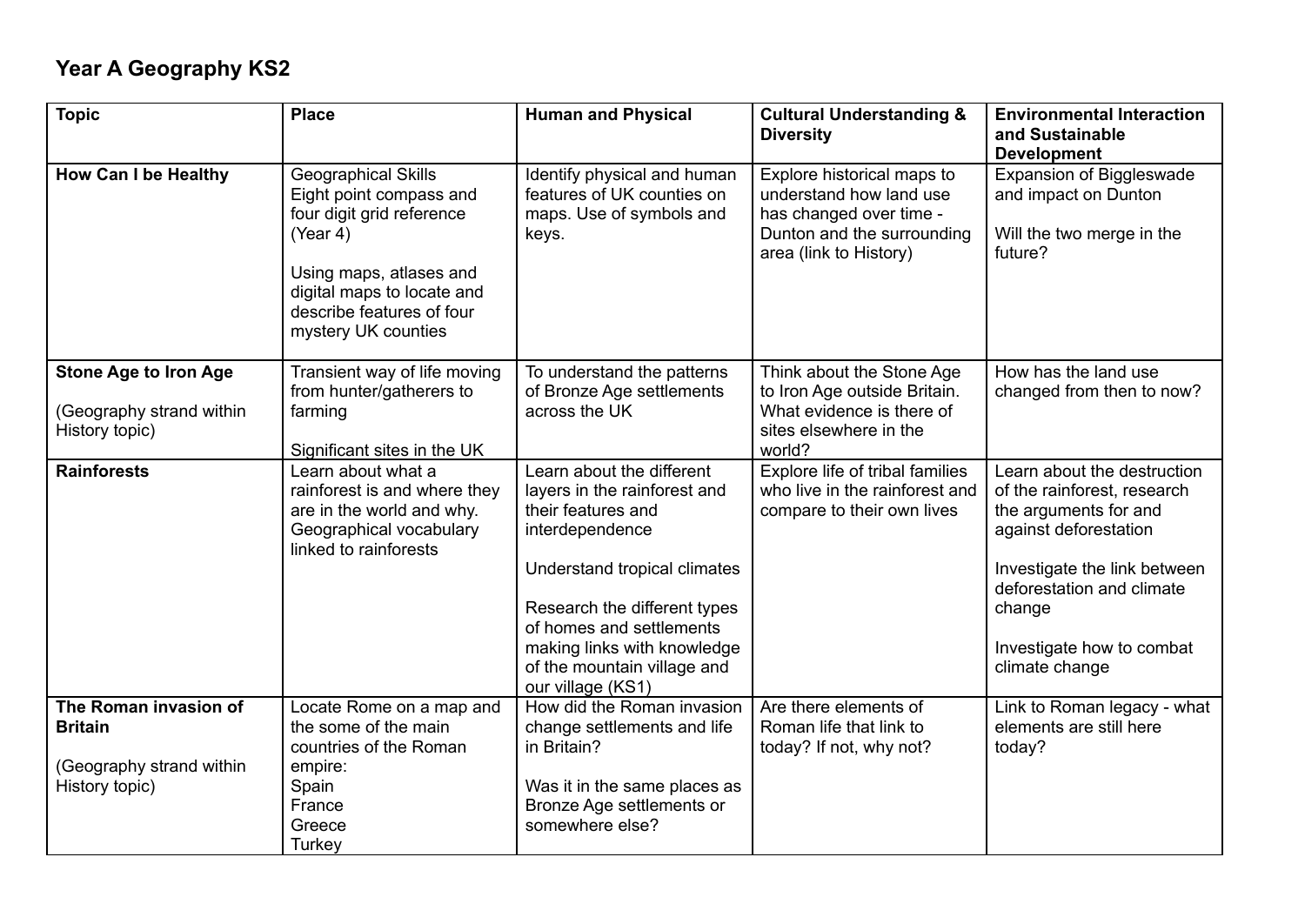# Year A Geography KS2

| Topic | Place | Human and Physical | Cultural Understanding & Diversity | Environmental Interaction and Sustainable Development |
|---|---|---|---|---|
| **How Can I be Healthy** | Geographical Skills<br>Eight point compass and four digit grid reference (Year 4)<br><br>Using maps, atlases and digital maps to locate and describe features of four mystery UK counties | Identify physical and human features of UK counties on maps. Use of symbols and keys. | Explore historical maps to understand how land use has changed over time - Dunton and the surrounding area (link to History) | Expansion of Biggleswade and impact on Dunton<br><br>Will the two merge in the future? |
| **Stone Age to Iron Age**<br><br>(Geography strand within History topic) | Transient way of life moving from hunter/gatherers to farming<br><br>Significant sites in the UK | To understand the patterns of Bronze Age settlements across the UK | Think about the Stone Age to Iron Age outside Britain. What evidence is there of sites elsewhere in the world? | How has the land use changed from then to now? |
| **Rainforests** | Learn about what a rainforest is and where they are in the world and why. Geographical vocabulary linked to rainforests | Learn about the different layers in the rainforest and their features and interdependence<br><br>Understand tropical climates<br><br>Research the different types of homes and settlements making links with knowledge of the mountain village and our village (KS1) | Explore life of tribal families who live in the rainforest and compare to their own lives | Learn about the destruction of the rainforest, research the arguments for and against deforestation<br><br>Investigate the link between deforestation and climate change<br><br>Investigate how to combat climate change |
| **The Roman invasion of Britain**<br><br>(Geography strand within History topic) | Locate Rome on a map and the some of the main countries of the Roman empire:<br>Spain<br>France<br>Greece<br>Turkey | How did the Roman invasion change settlements and life in Britain?<br><br>Was it in the same places as Bronze Age settlements or somewhere else? | Are there elements of Roman life that link to today? If not, why not? | Link to Roman legacy - what elements are still here today? |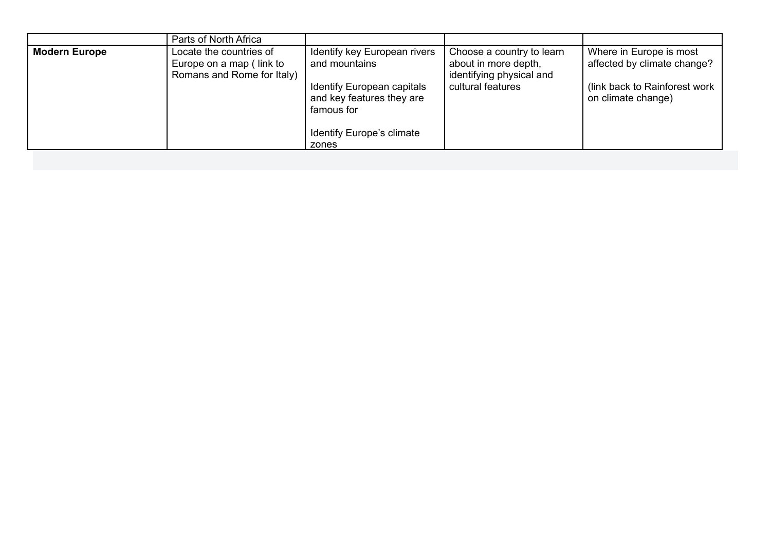| | | | | |
|---|---|---|---|---|
| | Parts of North Africa | | | |
| **Modern Europe** | Locate the countries of Europe on a map ( link to Romans and Rome for Italy) | Identify key European rivers and mountains<br><br>Identify European capitals and key features they are famous for<br><br>Identify Europe's climate zones | Choose a country to learn about in more depth, identifying physical and cultural features | Where in Europe is most affected by climate change?<br><br>(link back to Rainforest work on climate change) |